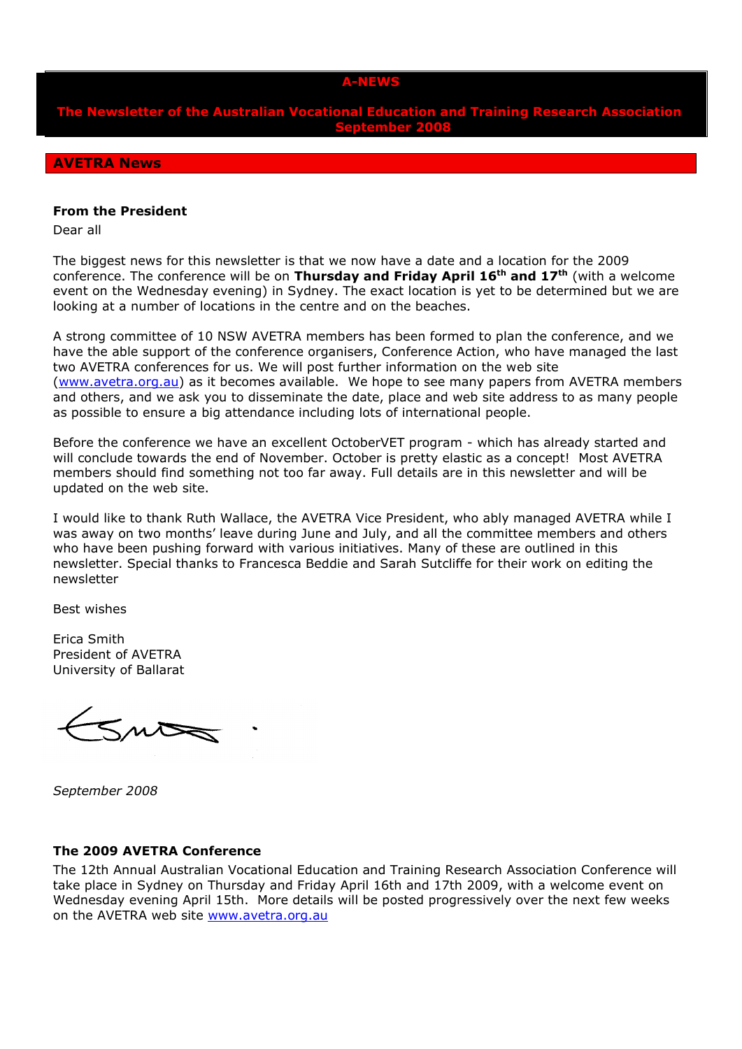# A-NEWS

**The Newsletter of the Australian Vocational Education and Training Research Association September 2008**

## AVETRA News

### From the President

Dear all

The biggest news for this newsletter is that we now have a date and a location for the 2009 conference. The conference will be on **Thursday and Friday April 16th and 17th** (with a welcome event on the Wednesday evening) in Sydney. The exact location is yet to be determined but we are looking at a number of locations in the centre and on the beaches.

A strong committee of 10 NSW AVETRA members has been formed to plan the conference, and we have the able support of the conference organisers, Conference Action, who have managed the last two AVETRA conferences for us. We will post further information on the web site (www.avetra.org.au) as it becomes available. We hope to see many papers from AVETRA members and others, and we ask you to disseminate the date, place and web site address to as many people as possible to ensure a big attendance including lots of international people.

Before the conference we have an excellent OctoberVET program - which has already started and will conclude towards the end of November. October is pretty elastic as a concept! Most AVETRA members should find something not too far away. Full details are in this newsletter and will be updated on the web site.

I would like to thank Ruth Wallace, the AVETRA Vice President, who ably managed AVETRA while I was away on two months' leave during June and July, and all the committee members and others who have been pushing forward with various initiatives. Many of these are outlined in this newsletter. Special thanks to Francesca Beddie and Sarah Sutcliffe for their work on editing the newsletter

Best wishes

Erica Smith
President of AVETRA
University of Ballarat

*September 2008*

### The 2009 AVETRA Conference

The 12th Annual Australian Vocational Education and Training Research Association Conference will take place in Sydney on Thursday and Friday April 16th and 17th 2009, with a welcome event on Wednesday evening April 15th. More details will be posted progressively over the next few weeks on the AVETRA web site www.avetra.org.au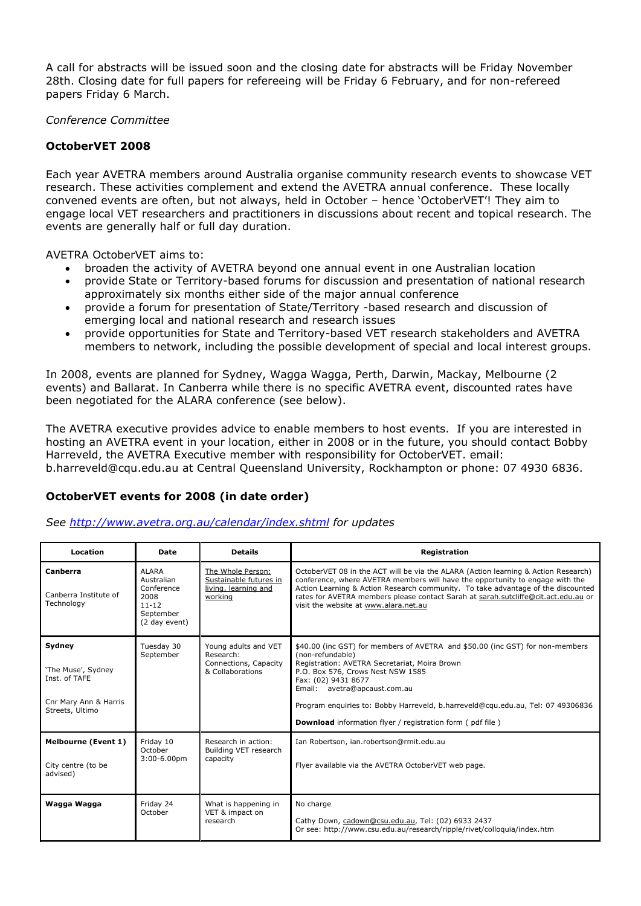A call for abstracts will be issued soon and the closing date for abstracts will be Friday November 28th. Closing date for full papers for refereeing will be Friday 6 February, and for non-refereed papers Friday 6 March.

*Conference Committee*

### OctoberVET 2008

Each year AVETRA members around Australia organise community research events to showcase VET research. These activities complement and extend the AVETRA annual conference. These locally convened events are often, but not always, held in October – hence 'OctoberVET'! They aim to engage local VET researchers and practitioners in discussions about recent and topical research. The events are generally half or full day duration.

AVETRA OctoberVET aims to:

- broaden the activity of AVETRA beyond one annual event in one Australian location
- provide State or Territory-based forums for discussion and presentation of national research approximately six months either side of the major annual conference
- provide a forum for presentation of State/Territory -based research and discussion of emerging local and national research and research issues
- provide opportunities for State and Territory-based VET research stakeholders and AVETRA members to network, including the possible development of special and local interest groups.

In 2008, events are planned for Sydney, Wagga Wagga, Perth, Darwin, Mackay, Melbourne (2 events) and Ballarat. In Canberra while there is no specific AVETRA event, discounted rates have been negotiated for the ALARA conference (see below).

The AVETRA executive provides advice to enable members to host events. If you are interested in hosting an AVETRA event in your location, either in 2008 or in the future, you should contact Bobby Harreveld, the AVETRA Executive member with responsibility for OctoberVET. email: b.harreveld@cqu.edu.au at Central Queensland University, Rockhampton or phone: 07 4930 6836.

### OctoberVET events for 2008 (in date order)

*See http://www.avetra.org.au/calendar/index.shtml for updates*

| Location | Date | Details | Registration |
|---|---|---|---|
| **Canberra**<br><br>Canberra Institute of Technology | ALARA Australian Conference 2008<br>11-12 September<br>(2 day event) | The Whole Person: Sustainable futures in living, learning and working | OctoberVET 08 in the ACT will be via the ALARA (Action learning & Action Research) conference, where AVETRA members will have the opportunity to engage with the Action Learning & Action Research community. To take advantage of the discounted rates for AVETRA members please contact Sarah at sarah.sutcliffe@cit.act.edu.au or visit the website at www.alara.net.au |
| **Sydney**<br><br>'The Muse', Sydney Inst. of TAFE<br><br>Cnr Mary Ann & Harris Streets, Ultimo | Tuesday 30 September | Young adults and VET Research: Connections, Capacity & Collaborations | $40.00 (inc GST) for members of AVETRA and $50.00 (inc GST) for non-members (non-refundable)<br>Registration: AVETRA Secretariat, Moira Brown<br>P.O. Box 576, Crows Nest NSW 1585<br>Fax: (02) 9431 8677<br>Email: avetra@apcaust.com.au<br><br>Program enquiries to: Bobby Harreveld, b.harreveld@cqu.edu.au, Tel: 07 49306836<br><br>**Download** information flyer / registration form ( pdf file ) |
| **Melbourne (Event 1)**<br><br>City centre (to be advised) | Friday 10 October<br>3:00-6.00pm | Research in action: Building VET research capacity | Ian Robertson, ian.robertson@rmit.edu.au<br><br>Flyer available via the AVETRA OctoberVET web page. |
| **Wagga Wagga** | Friday 24 October | What is happening in VET & impact on research | No charge<br><br>Cathy Down, cadown@csu.edu.au, Tel: (02) 6933 2437<br>Or see: http://www.csu.edu.au/research/ripple/rivet/colloquia/index.htm |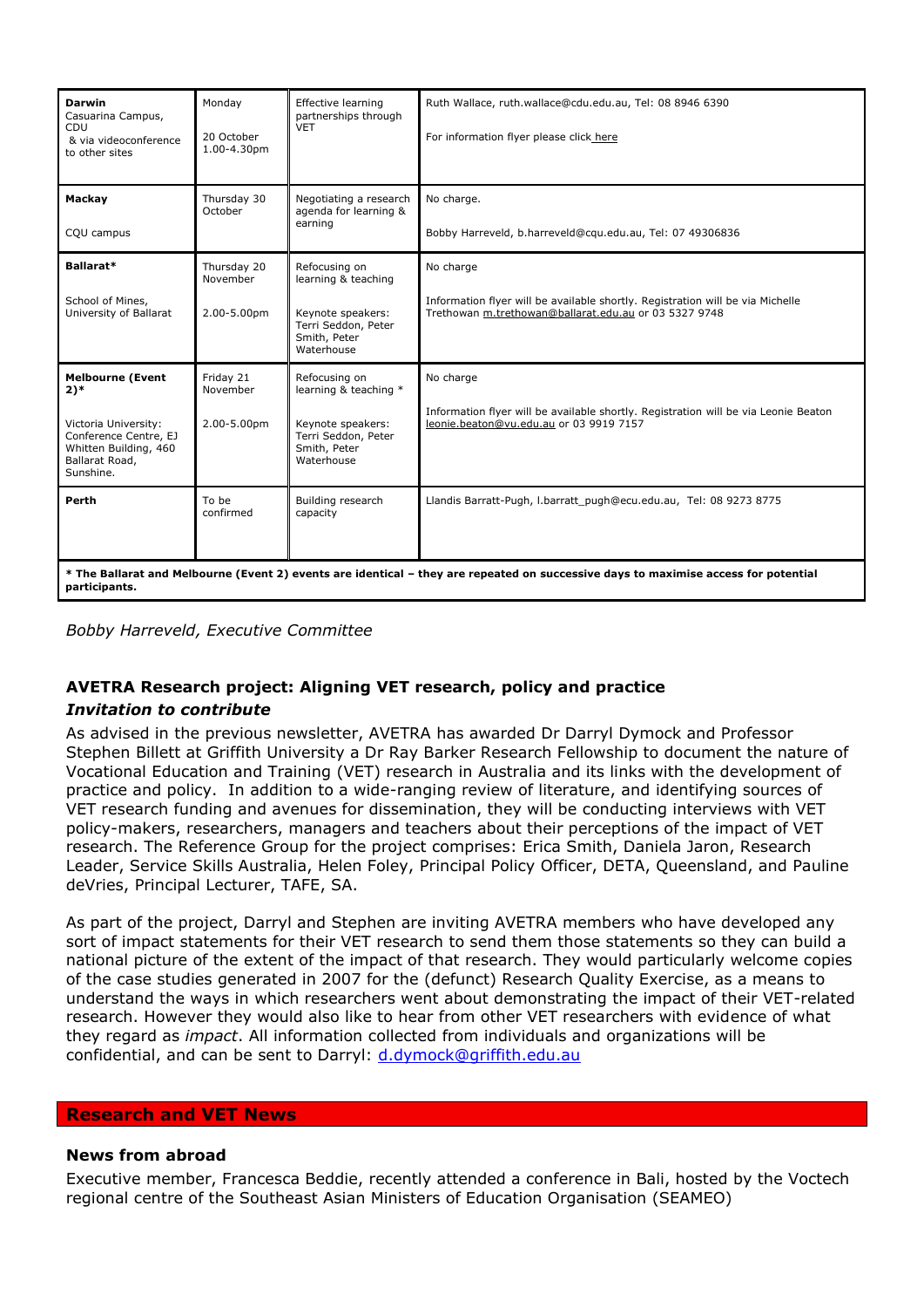| | | | |
|---|---|---|---|
| **Darwin** Casuarina Campus, CDU & via videoconference to other sites | Monday 20 October 1.00-4.30pm | Effective learning partnerships through VET | Ruth Wallace, ruth.wallace@cdu.edu.au, Tel: 08 8946 6390 For information flyer please click here |
| **Mackay** CQU campus | Thursday 30 October | Negotiating a research agenda for learning & earning | No charge. Bobby Harreveld, b.harreveld@cqu.edu.au, Tel: 07 49306836 |
| **Ballarat*** School of Mines, University of Ballarat | Thursday 20 November 2.00-5.00pm | Refocusing on learning & teaching Keynote speakers: Terri Seddon, Peter Smith, Peter Waterhouse | No charge Information flyer will be available shortly. Registration will be via Michelle Trethowan m.trethowan@ballarat.edu.au or 03 5327 9748 |
| **Melbourne (Event 2)*** Victoria University: Conference Centre, EJ Whitten Building, 460 Ballarat Road, Sunshine. | Friday 21 November 2.00-5.00pm | Refocusing on learning & teaching * Keynote speakers: Terri Seddon, Peter Smith, Peter Waterhouse | No charge Information flyer will be available shortly. Registration will be via Leonie Beaton leonie.beaton@vu.edu.au or 03 9919 7157 |
| **Perth** | To be confirmed | Building research capacity | Llandis Barratt-Pugh, l.barratt_pugh@ecu.edu.au, Tel: 08 9273 8775 |

**\* The Ballarat and Melbourne (Event 2) events are identical – they are repeated on successive days to maximise access for potential participants.**

*Bobby Harreveld, Executive Committee*

### AVETRA Research project: Aligning VET research, policy and practice

***Invitation to contribute***

As advised in the previous newsletter, AVETRA has awarded Dr Darryl Dymock and Professor Stephen Billett at Griffith University a Dr Ray Barker Research Fellowship to document the nature of Vocational Education and Training (VET) research in Australia and its links with the development of practice and policy. In addition to a wide-ranging review of literature, and identifying sources of VET research funding and avenues for dissemination, they will be conducting interviews with VET policy-makers, researchers, managers and teachers about their perceptions of the impact of VET research. The Reference Group for the project comprises: Erica Smith, Daniela Jaron, Research Leader, Service Skills Australia, Helen Foley, Principal Policy Officer, DETA, Queensland, and Pauline deVries, Principal Lecturer, TAFE, SA.

As part of the project, Darryl and Stephen are inviting AVETRA members who have developed any sort of impact statements for their VET research to send them those statements so they can build a national picture of the extent of the impact of that research. They would particularly welcome copies of the case studies generated in 2007 for the (defunct) Research Quality Exercise, as a means to understand the ways in which researchers went about demonstrating the impact of their VET-related research. However they would also like to hear from other VET researchers with evidence of what they regard as *impact*. All information collected from individuals and organizations will be confidential, and can be sent to Darryl: d.dymock@griffith.edu.au

## Research and VET News

### News from abroad

Executive member, Francesca Beddie, recently attended a conference in Bali, hosted by the Voctech regional centre of the Southeast Asian Ministers of Education Organisation (SEAMEO)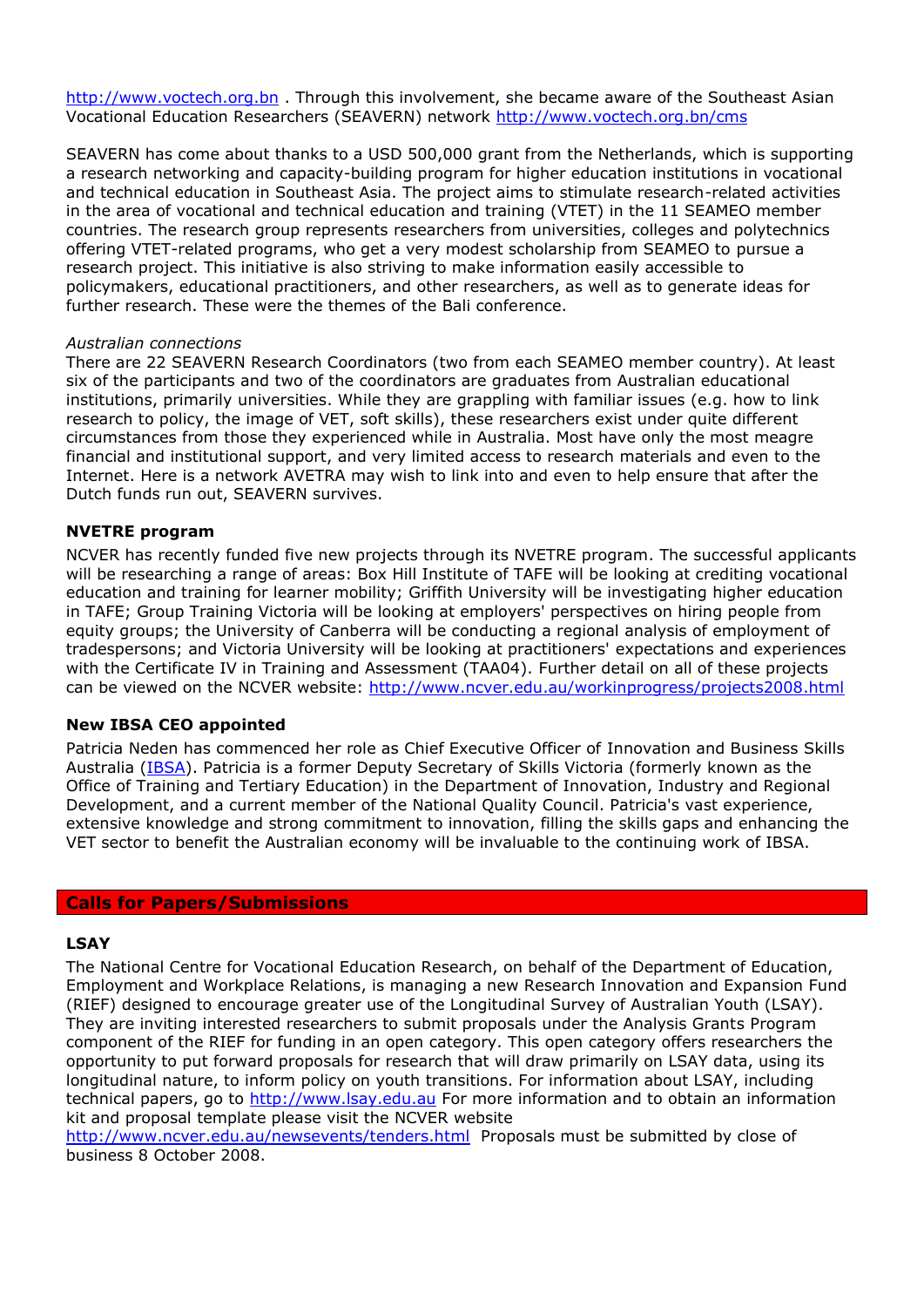http://www.voctech.org.bn . Through this involvement, she became aware of the Southeast Asian Vocational Education Researchers (SEAVERN) network http://www.voctech.org.bn/cms

SEAVERN has come about thanks to a USD 500,000 grant from the Netherlands, which is supporting a research networking and capacity-building program for higher education institutions in vocational and technical education in Southeast Asia. The project aims to stimulate research-related activities in the area of vocational and technical education and training (VTET) in the 11 SEAMEO member countries. The research group represents researchers from universities, colleges and polytechnics offering VTET-related programs, who get a very modest scholarship from SEAMEO to pursue a research project. This initiative is also striving to make information easily accessible to policymakers, educational practitioners, and other researchers, as well as to generate ideas for further research. These were the themes of the Bali conference.

*Australian connections*

There are 22 SEAVERN Research Coordinators (two from each SEAMEO member country). At least six of the participants and two of the coordinators are graduates from Australian educational institutions, primarily universities. While they are grappling with familiar issues (e.g. how to link research to policy, the image of VET, soft skills), these researchers exist under quite different circumstances from those they experienced while in Australia. Most have only the most meagre financial and institutional support, and very limited access to research materials and even to the Internet. Here is a network AVETRA may wish to link into and even to help ensure that after the Dutch funds run out, SEAVERN survives.

**NVETRE program**

NCVER has recently funded five new projects through its NVETRE program. The successful applicants will be researching a range of areas: Box Hill Institute of TAFE will be looking at crediting vocational education and training for learner mobility; Griffith University will be investigating higher education in TAFE; Group Training Victoria will be looking at employers' perspectives on hiring people from equity groups; the University of Canberra will be conducting a regional analysis of employment of tradespersons; and Victoria University will be looking at practitioners' expectations and experiences with the Certificate IV in Training and Assessment (TAA04). Further detail on all of these projects can be viewed on the NCVER website: http://www.ncver.edu.au/workinprogress/projects2008.html

**New IBSA CEO appointed**

Patricia Neden has commenced her role as Chief Executive Officer of Innovation and Business Skills Australia (IBSA). Patricia is a former Deputy Secretary of Skills Victoria (formerly known as the Office of Training and Tertiary Education) in the Department of Innovation, Industry and Regional Development, and a current member of the National Quality Council. Patricia's vast experience, extensive knowledge and strong commitment to innovation, filling the skills gaps and enhancing the VET sector to benefit the Australian economy will be invaluable to the continuing work of IBSA.

## Calls for Papers/Submissions

**LSAY**

The National Centre for Vocational Education Research, on behalf of the Department of Education, Employment and Workplace Relations, is managing a new Research Innovation and Expansion Fund (RIEF) designed to encourage greater use of the Longitudinal Survey of Australian Youth (LSAY). They are inviting interested researchers to submit proposals under the Analysis Grants Program component of the RIEF for funding in an open category. This open category offers researchers the opportunity to put forward proposals for research that will draw primarily on LSAY data, using its longitudinal nature, to inform policy on youth transitions. For information about LSAY, including technical papers, go to http://www.lsay.edu.au For more information and to obtain an information kit and proposal template please visit the NCVER website http://www.ncver.edu.au/newsevents/tenders.html Proposals must be submitted by close of business 8 October 2008.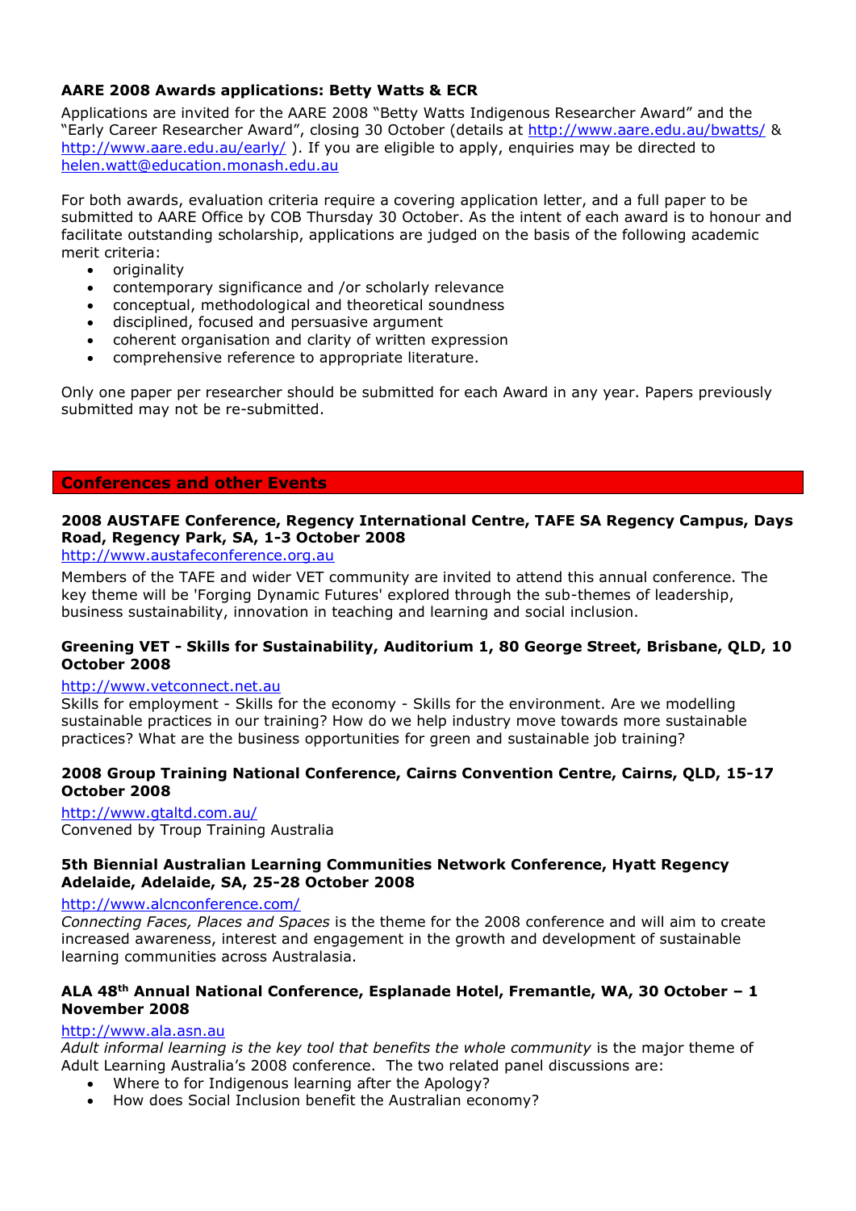### AARE 2008 Awards applications: Betty Watts & ECR

Applications are invited for the AARE 2008 "Betty Watts Indigenous Researcher Award" and the "Early Career Researcher Award", closing 30 October (details at http://www.aare.edu.au/bwatts/ & http://www.aare.edu.au/early/ ). If you are eligible to apply, enquiries may be directed to helen.watt@education.monash.edu.au

For both awards, evaluation criteria require a covering application letter, and a full paper to be submitted to AARE Office by COB Thursday 30 October. As the intent of each award is to honour and facilitate outstanding scholarship, applications are judged on the basis of the following academic merit criteria:

- originality
- contemporary significance and /or scholarly relevance
- conceptual, methodological and theoretical soundness
- disciplined, focused and persuasive argument
- coherent organisation and clarity of written expression
- comprehensive reference to appropriate literature.

Only one paper per researcher should be submitted for each Award in any year. Papers previously submitted may not be re-submitted.

## Conferences and other Events

### 2008 AUSTAFE Conference, Regency International Centre, TAFE SA Regency Campus, Days Road, Regency Park, SA, 1-3 October 2008

http://www.austafeconference.org.au

Members of the TAFE and wider VET community are invited to attend this annual conference. The key theme will be 'Forging Dynamic Futures' explored through the sub-themes of leadership, business sustainability, innovation in teaching and learning and social inclusion.

### Greening VET - Skills for Sustainability, Auditorium 1, 80 George Street, Brisbane, QLD, 10 October 2008

http://www.vetconnect.net.au

Skills for employment - Skills for the economy - Skills for the environment. Are we modelling sustainable practices in our training? How do we help industry move towards more sustainable practices? What are the business opportunities for green and sustainable job training?

### 2008 Group Training National Conference, Cairns Convention Centre, Cairns, QLD, 15-17 October 2008

http://www.gtaltd.com.au/

Convened by Troup Training Australia

### 5th Biennial Australian Learning Communities Network Conference, Hyatt Regency Adelaide, Adelaide, SA, 25-28 October 2008

http://www.alcnconference.com/

*Connecting Faces, Places and Spaces* is the theme for the 2008 conference and will aim to create increased awareness, interest and engagement in the growth and development of sustainable learning communities across Australasia.

### ALA 48th Annual National Conference, Esplanade Hotel, Fremantle, WA, 30 October – 1 November 2008

http://www.ala.asn.au

*Adult informal learning is the key tool that benefits the whole community* is the major theme of Adult Learning Australia's 2008 conference. The two related panel discussions are:

- Where to for Indigenous learning after the Apology?
- How does Social Inclusion benefit the Australian economy?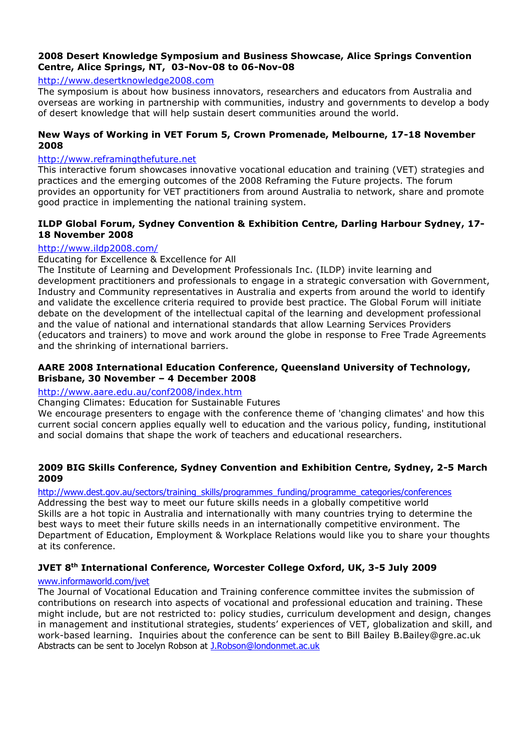**2008 Desert Knowledge Symposium and Business Showcase, Alice Springs Convention Centre, Alice Springs, NT, 03-Nov-08 to 06-Nov-08**

http://www.desertknowledge2008.com

The symposium is about how business innovators, researchers and educators from Australia and overseas are working in partnership with communities, industry and governments to develop a body of desert knowledge that will help sustain desert communities around the world.

**New Ways of Working in VET Forum 5, Crown Promenade, Melbourne, 17-18 November 2008**

http://www.reframingthefuture.net

This interactive forum showcases innovative vocational education and training (VET) strategies and practices and the emerging outcomes of the 2008 Reframing the Future projects. The forum provides an opportunity for VET practitioners from around Australia to network, share and promote good practice in implementing the national training system.

**ILDP Global Forum, Sydney Convention & Exhibition Centre, Darling Harbour Sydney, 17-18 November 2008**

http://www.ildp2008.com/

Educating for Excellence & Excellence for All

The Institute of Learning and Development Professionals Inc. (ILDP) invite learning and development practitioners and professionals to engage in a strategic conversation with Government, Industry and Community representatives in Australia and experts from around the world to identify and validate the excellence criteria required to provide best practice. The Global Forum will initiate debate on the development of the intellectual capital of the learning and development professional and the value of national and international standards that allow Learning Services Providers (educators and trainers) to move and work around the globe in response to Free Trade Agreements and the shrinking of international barriers.

**AARE 2008 International Education Conference, Queensland University of Technology, Brisbane, 30 November – 4 December 2008**

http://www.aare.edu.au/conf2008/index.htm

Changing Climates: Education for Sustainable Futures

We encourage presenters to engage with the conference theme of 'changing climates' and how this current social concern applies equally well to education and the various policy, funding, institutional and social domains that shape the work of teachers and educational researchers.

**2009 BIG Skills Conference, Sydney Convention and Exhibition Centre, Sydney, 2-5 March 2009**

http://www.dest.gov.au/sectors/training_skills/programmes_funding/programme_categories/conferences

Addressing the best way to meet our future skills needs in a globally competitive world

Skills are a hot topic in Australia and internationally with many countries trying to determine the best ways to meet their future skills needs in an internationally competitive environment. The Department of Education, Employment & Workplace Relations would like you to share your thoughts at its conference.

**JVET 8th International Conference, Worcester College Oxford, UK, 3-5 July 2009**

www.informaworld.com/jvet

The Journal of Vocational Education and Training conference committee invites the submission of contributions on research into aspects of vocational and professional education and training. These might include, but are not restricted to: policy studies, curriculum development and design, changes in management and institutional strategies, students' experiences of VET, globalization and skill, and work-based learning. Inquiries about the conference can be sent to Bill Bailey B.Bailey@gre.ac.uk

Abstracts can be sent to Jocelyn Robson at J.Robson@londonmet.ac.uk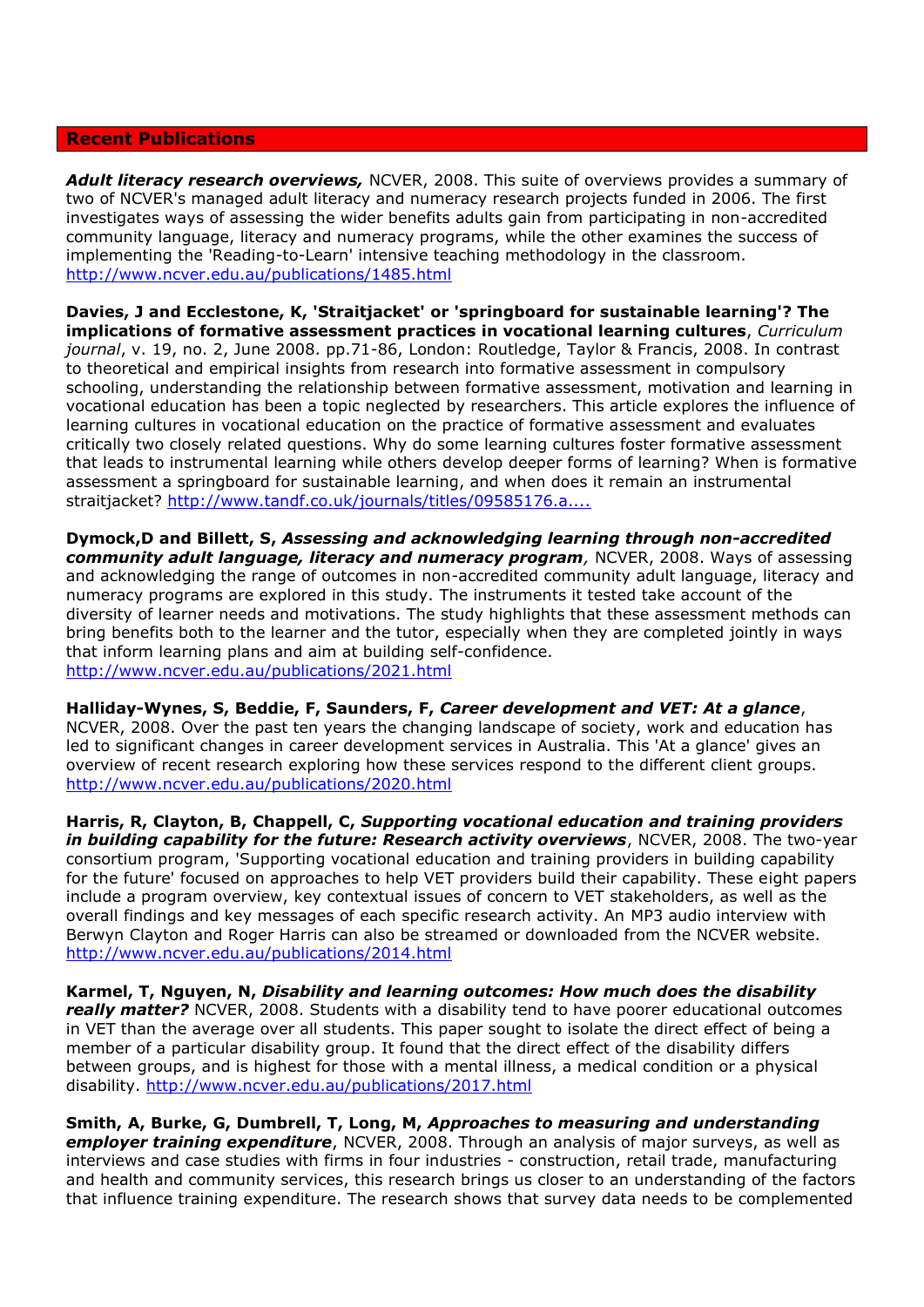## Recent Publications

***Adult literacy research overviews,*** NCVER, 2008. This suite of overviews provides a summary of two of NCVER's managed adult literacy and numeracy research projects funded in 2006. The first investigates ways of assessing the wider benefits adults gain from participating in non-accredited community language, literacy and numeracy programs, while the other examines the success of implementing the 'Reading-to-Learn' intensive teaching methodology in the classroom. http://www.ncver.edu.au/publications/1485.html

**Davies, J and Ecclestone, K, 'Straitjacket' or 'springboard for sustainable learning'? The implications of formative assessment practices in vocational learning cultures**, *Curriculum journal*, v. 19, no. 2, June 2008. pp.71-86, London: Routledge, Taylor & Francis, 2008. In contrast to theoretical and empirical insights from research into formative assessment in compulsory schooling, understanding the relationship between formative assessment, motivation and learning in vocational education has been a topic neglected by researchers. This article explores the influence of learning cultures in vocational education on the practice of formative assessment and evaluates critically two closely related questions. Why do some learning cultures foster formative assessment that leads to instrumental learning while others develop deeper forms of learning? When is formative assessment a springboard for sustainable learning, and when does it remain an instrumental straitjacket? http://www.tandf.co.uk/journals/titles/09585176.a....

**Dymock,D and Billett, S, *Assessing and acknowledging learning through non-accredited community adult language, literacy and numeracy program*,** NCVER, 2008. Ways of assessing and acknowledging the range of outcomes in non-accredited community adult language, literacy and numeracy programs are explored in this study. The instruments it tested take account of the diversity of learner needs and motivations. The study highlights that these assessment methods can bring benefits both to the learner and the tutor, especially when they are completed jointly in ways that inform learning plans and aim at building self-confidence. http://www.ncver.edu.au/publications/2021.html

**Halliday-Wynes, S, Beddie, F, Saunders, F, *Career development and VET: At a glance***, NCVER, 2008. Over the past ten years the changing landscape of society, work and education has led to significant changes in career development services in Australia. This 'At a glance' gives an overview of recent research exploring how these services respond to the different client groups. http://www.ncver.edu.au/publications/2020.html

**Harris, R, Clayton, B, Chappell, C, *Supporting vocational education and training providers in building capability for the future: Research activity overviews***, NCVER, 2008. The two-year consortium program, 'Supporting vocational education and training providers in building capability for the future' focused on approaches to help VET providers build their capability. These eight papers include a program overview, key contextual issues of concern to VET stakeholders, as well as the overall findings and key messages of each specific research activity. An MP3 audio interview with Berwyn Clayton and Roger Harris can also be streamed or downloaded from the NCVER website. http://www.ncver.edu.au/publications/2014.html

**Karmel, T, Nguyen, N, *Disability and learning outcomes: How much does the disability really matter?*** NCVER, 2008. Students with a disability tend to have poorer educational outcomes in VET than the average over all students. This paper sought to isolate the direct effect of being a member of a particular disability group. It found that the direct effect of the disability differs between groups, and is highest for those with a mental illness, a medical condition or a physical disability. http://www.ncver.edu.au/publications/2017.html

**Smith, A, Burke, G, Dumbrell, T, Long, M, *Approaches to measuring and understanding employer training expenditure***, NCVER, 2008. Through an analysis of major surveys, as well as interviews and case studies with firms in four industries - construction, retail trade, manufacturing and health and community services, this research brings us closer to an understanding of the factors that influence training expenditure. The research shows that survey data needs to be complemented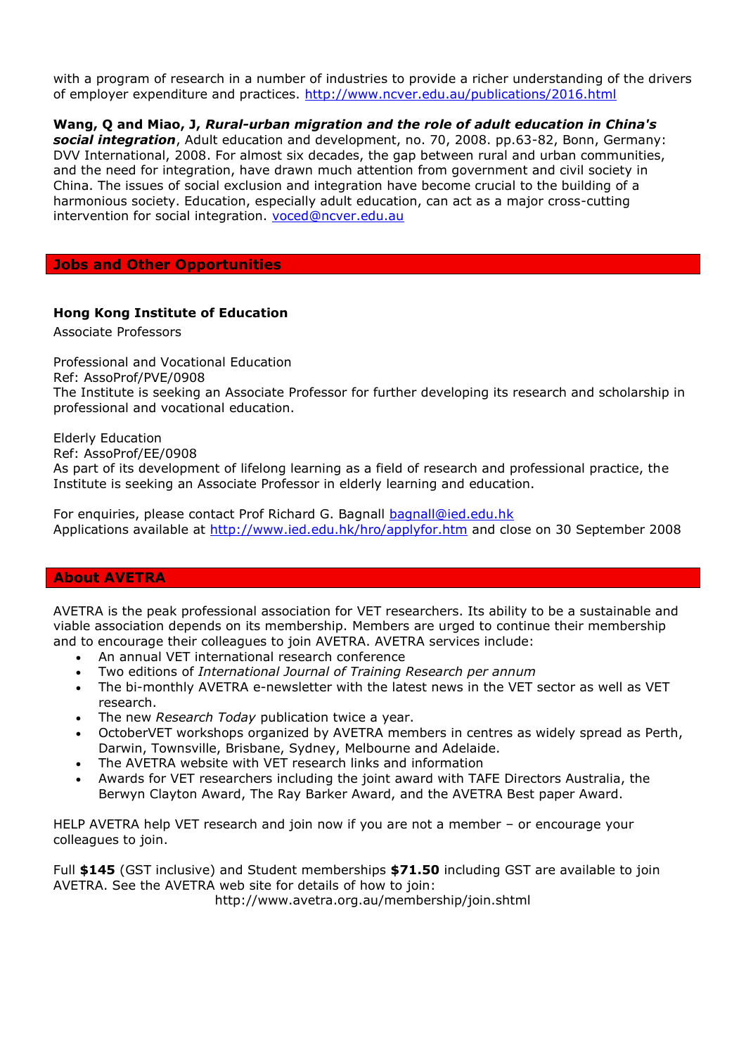with a program of research in a number of industries to provide a richer understanding of the drivers of employer expenditure and practices. http://www.ncver.edu.au/publications/2016.html

**Wang, Q and Miao, J, *Rural-urban migration and the role of adult education in China's social integration***, Adult education and development, no. 70, 2008. pp.63-82, Bonn, Germany: DVV International, 2008. For almost six decades, the gap between rural and urban communities, and the need for integration, have drawn much attention from government and civil society in China. The issues of social exclusion and integration have become crucial to the building of a harmonious society. Education, especially adult education, can act as a major cross-cutting intervention for social integration. voced@ncver.edu.au

## Jobs and Other Opportunities

**Hong Kong Institute of Education**

Associate Professors

Professional and Vocational Education
Ref: AssoProf/PVE/0908
The Institute is seeking an Associate Professor for further developing its research and scholarship in professional and vocational education.

Elderly Education
Ref: AssoProf/EE/0908
As part of its development of lifelong learning as a field of research and professional practice, the Institute is seeking an Associate Professor in elderly learning and education.

For enquiries, please contact Prof Richard G. Bagnall bagnall@ied.edu.hk
Applications available at http://www.ied.edu.hk/hro/applyfor.htm and close on 30 September 2008

## About AVETRA

AVETRA is the peak professional association for VET researchers. Its ability to be a sustainable and viable association depends on its membership. Members are urged to continue their membership and to encourage their colleagues to join AVETRA. AVETRA services include:

- An annual VET international research conference
- Two editions of *International Journal of Training Research per annum*
- The bi-monthly AVETRA e-newsletter with the latest news in the VET sector as well as VET research.
- The new *Research Today* publication twice a year.
- OctoberVET workshops organized by AVETRA members in centres as widely spread as Perth, Darwin, Townsville, Brisbane, Sydney, Melbourne and Adelaide.
- The AVETRA website with VET research links and information
- Awards for VET researchers including the joint award with TAFE Directors Australia, the Berwyn Clayton Award, The Ray Barker Award, and the AVETRA Best paper Award.

HELP AVETRA help VET research and join now if you are not a member – or encourage your colleagues to join.

Full **$145** (GST inclusive) and Student memberships **$71.50** including GST are available to join AVETRA. See the AVETRA web site for details of how to join:
http://www.avetra.org.au/membership/join.shtml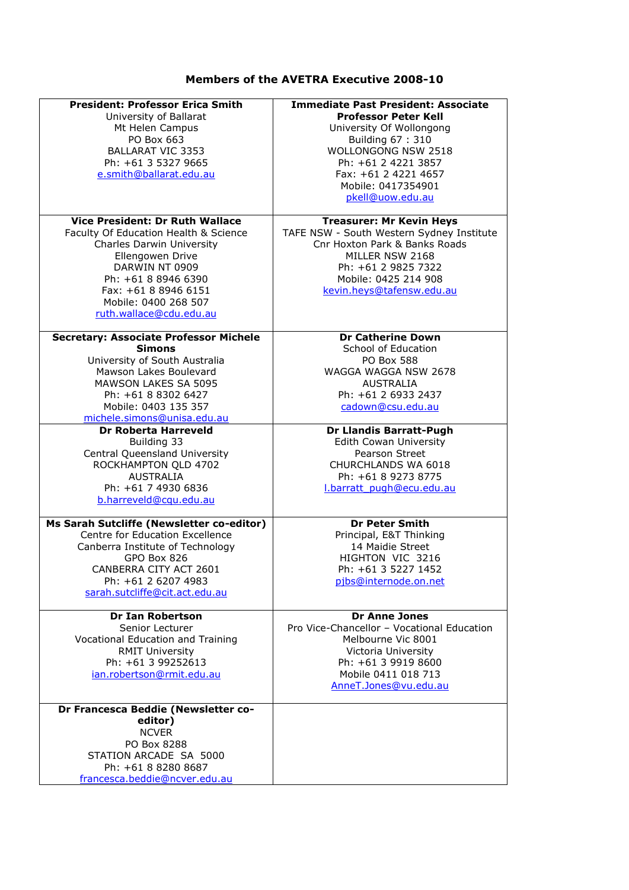# Members of the AVETRA Executive 2008-10

| | |
|---|---|
| **President: Professor Erica Smith**<br>University of Ballarat<br>Mt Helen Campus<br>PO Box 663<br>BALLARAT VIC 3353<br>Ph: +61 3 5327 9665<br>e.smith@ballarat.edu.au | **Immediate Past President: Associate Professor Peter Kell**<br>University Of Wollongong<br>Building 67 : 310<br>WOLLONGONG NSW 2518<br>Ph: +61 2 4221 3857<br>Fax: +61 2 4221 4657<br>Mobile: 0417354901<br>pkell@uow.edu.au |
| **Vice President: Dr Ruth Wallace**<br>Faculty Of Education Health & Science<br>Charles Darwin University<br>Ellengowen Drive<br>DARWIN NT 0909<br>Ph: +61 8 8946 6390<br>Fax: +61 8 8946 6151<br>Mobile: 0400 268 507<br>ruth.wallace@cdu.edu.au | **Treasurer: Mr Kevin Heys**<br>TAFE NSW - South Western Sydney Institute<br>Cnr Hoxton Park & Banks Roads<br>MILLER NSW 2168<br>Ph: +61 2 9825 7322<br>Mobile: 0425 214 908<br>kevin.heys@tafensw.edu.au |
| **Secretary: Associate Professor Michele Simons**<br>University of South Australia<br>Mawson Lakes Boulevard<br>MAWSON LAKES SA 5095<br>Ph: +61 8 8302 6427<br>Mobile: 0403 135 357<br>michele.simons@unisa.edu.au | **Dr Catherine Down**<br>School of Education<br>PO Box 588<br>WAGGA WAGGA NSW 2678<br>AUSTRALIA<br>Ph: +61 2 6933 2437<br>cadown@csu.edu.au |
| **Dr Roberta Harreveld**<br>Building 33<br>Central Queensland University<br>ROCKHAMPTON QLD 4702<br>AUSTRALIA<br>Ph: +61 7 4930 6836<br>b.harreveld@cqu.edu.au | **Dr Llandis Barratt-Pugh**<br>Edith Cowan University<br>Pearson Street<br>CHURCHLANDS WA 6018<br>Ph: +61 8 9273 8775<br>l.barratt_pugh@ecu.edu.au |
| **Ms Sarah Sutcliffe (Newsletter co-editor)**<br>Centre for Education Excellence<br>Canberra Institute of Technology<br>GPO Box 826<br>CANBERRA CITY ACT 2601<br>Ph: +61 2 6207 4983<br>sarah.sutcliffe@cit.act.edu.au | **Dr Peter Smith**<br>Principal, E&T Thinking<br>14 Maidie Street<br>HIGHTON VIC 3216<br>Ph: +61 3 5227 1452<br>pjbs@internode.on.net |
| **Dr Ian Robertson**<br>Senior Lecturer<br>Vocational Education and Training<br>RMIT University<br>Ph: +61 3 99252613<br>ian.robertson@rmit.edu.au | **Dr Anne Jones**<br>Pro Vice-Chancellor – Vocational Education<br>Melbourne Vic 8001<br>Victoria University<br>Ph: +61 3 9919 8600<br>Mobile 0411 018 713<br>AnneT.Jones@vu.edu.au |
| **Dr Francesca Beddie (Newsletter co-editor)**<br>NCVER<br>PO Box 8288<br>STATION ARCADE SA 5000<br>Ph: +61 8 8280 8687<br>francesca.beddie@ncver.edu.au | |